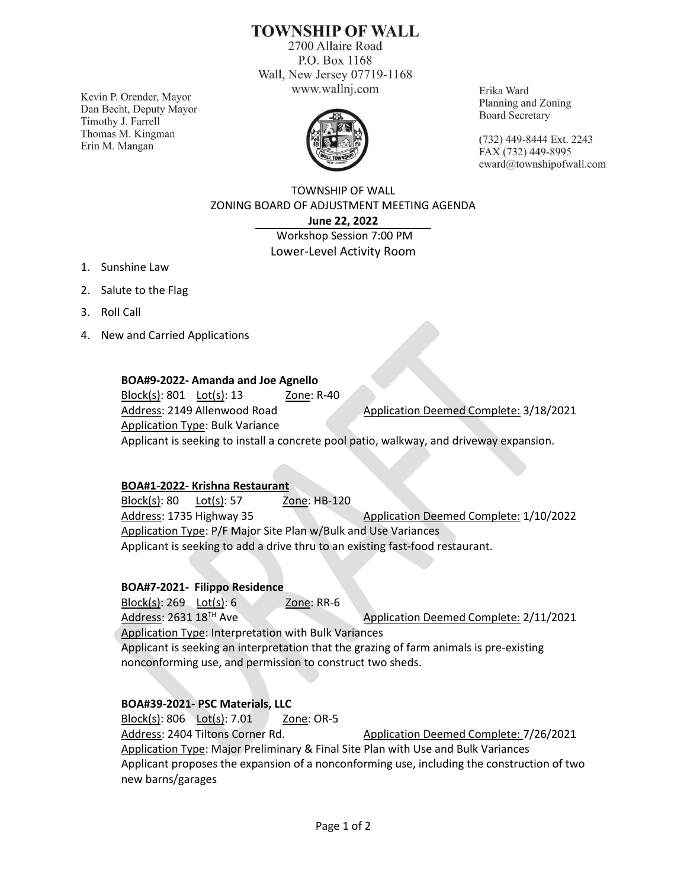# TOWNSHIP OF WALL

2700 Allaire Road
P.O. Box 1168
Wall, New Jersey 07719-1168
www.wallnj.com

Kevin P. Orender, Mayor
Dan Becht, Deputy Mayor
Timothy J. Farrell
Thomas M. Kingman
Erin M. Mangan

Erika Ward
Planning and Zoning
Board Secretary

(732) 449-8444 Ext. 2243
FAX (732) 449-8995
eward@townshipofwall.com

## TOWNSHIP OF WALL
## ZONING BOARD OF ADJUSTMENT MEETING AGENDA

**June 22, 2022**

Workshop Session 7:00 PM

Lower-Level Activity Room

1. Sunshine Law
2. Salute to the Flag
3. Roll Call
4. New and Carried Applications

**BOA#9-2022- Amanda and Joe Agnello**

Block(s): 801 Lot(s): 13 Zone: R-40

Address: 2149 Allenwood Road Application Deemed Complete: 3/18/2021

Application Type: Bulk Variance

Applicant is seeking to install a concrete pool patio, walkway, and driveway expansion.

**BOA#1-2022- Krishna Restaurant**

Block(s): 80 Lot(s): 57 Zone: HB-120

Address: 1735 Highway 35 Application Deemed Complete: 1/10/2022

Application Type: P/F Major Site Plan w/Bulk and Use Variances

Applicant is seeking to add a drive thru to an existing fast-food restaurant.

**BOA#7-2021- Filippo Residence**

Block(s): 269 Lot(s): 6 Zone: RR-6

Address: 2631 18TH Ave Application Deemed Complete: 2/11/2021

Application Type: Interpretation with Bulk Variances

Applicant is seeking an interpretation that the grazing of farm animals is pre-existing nonconforming use, and permission to construct two sheds.

**BOA#39-2021- PSC Materials, LLC**

Block(s): 806 Lot(s): 7.01 Zone: OR-5

Address: 2404 Tiltons Corner Rd. Application Deemed Complete: 7/26/2021

Application Type: Major Preliminary & Final Site Plan with Use and Bulk Variances

Applicant proposes the expansion of a nonconforming use, including the construction of two new barns/garages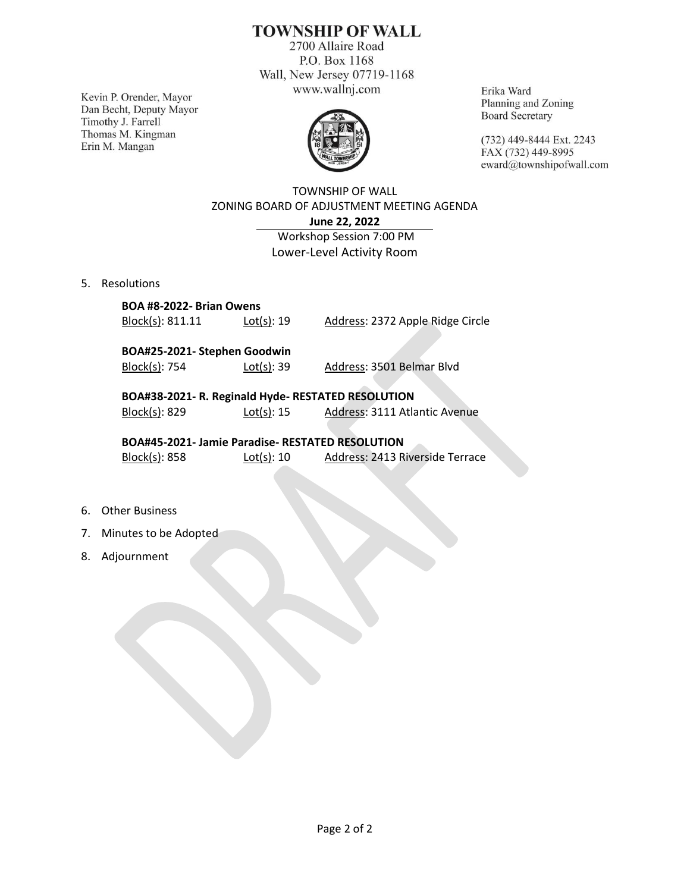# TOWNSHIP OF WALL

2700 Allaire Road
P.O. Box 1168
Wall, New Jersey 07719-1168
www.wallnj.com

Kevin P. Orender, Mayor
Dan Becht, Deputy Mayor
Timothy J. Farrell
Thomas M. Kingman
Erin M. Mangan

Erika Ward
Planning and Zoning
Board Secretary

(732) 449-8444 Ext. 2243
FAX (732) 449-8995
eward@townshipofwall.com

TOWNSHIP OF WALL
ZONING BOARD OF ADJUSTMENT MEETING AGENDA
**June 22, 2022**
Workshop Session 7:00 PM
Lower-Level Activity Room

5. Resolutions

   **BOA #8-2022- Brian Owens**
   Block(s): 811.11 Lot(s): 19 Address: 2372 Apple Ridge Circle

   **BOA#25-2021- Stephen Goodwin**
   Block(s): 754 Lot(s): 39 Address: 3501 Belmar Blvd

   **BOA#38-2021- R. Reginald Hyde- RESTATED RESOLUTION**
   Block(s): 829 Lot(s): 15 Address: 3111 Atlantic Avenue

   **BOA#45-2021- Jamie Paradise- RESTATED RESOLUTION**
   Block(s): 858 Lot(s): 10 Address: 2413 Riverside Terrace

6. Other Business
7. Minutes to be Adopted
8. Adjournment

DRAFT